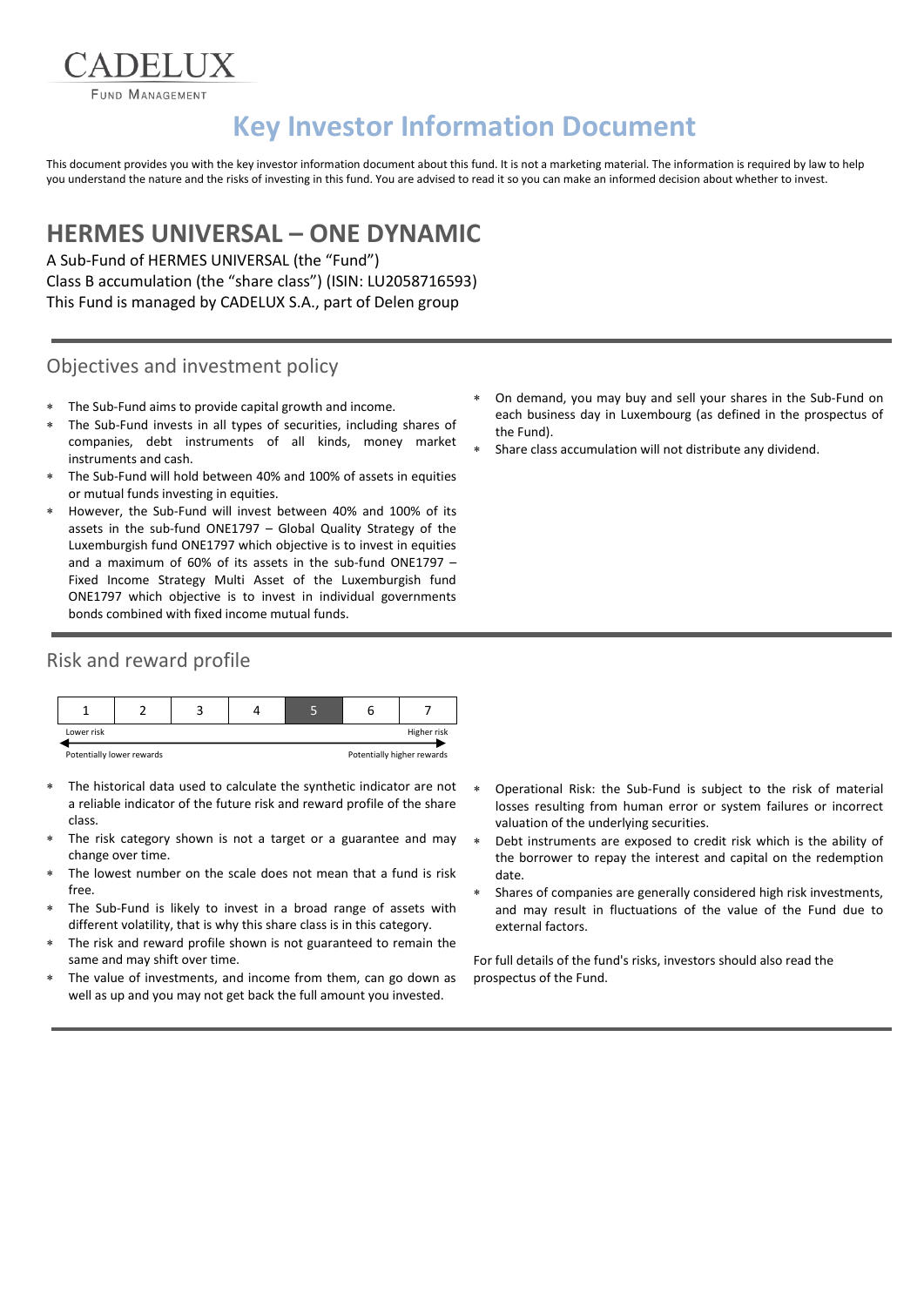CADELUX

FUND MANAGEMENT

# Key Investor Information Document

This document provides you with the key investor information document about this fund. It is not a marketing material. The information is required by law to help you understand the nature and the risks of investing in this fund. You are advised to read it so you can make an informed decision about whether to invest.

## HERMES UNIVERSAL – ONE DYNAMIC

A Sub-Fund of HERMES UNIVERSAL (the "Fund")
Class B accumulation (the "share class") (ISIN: LU2058716593)
This Fund is managed by CADELUX S.A., part of Delen group

## Objectives and investment policy

- The Sub-Fund aims to provide capital growth and income.
- The Sub-Fund invests in all types of securities, including shares of companies, debt instruments of all kinds, money market instruments and cash.
- The Sub-Fund will hold between 40% and 100% of assets in equities or mutual funds investing in equities.
- However, the Sub-Fund will invest between 40% and 100% of its assets in the sub-fund ONE1797 – Global Quality Strategy of the Luxemburgish fund ONE1797 which objective is to invest in equities and a maximum of 60% of its assets in the sub-fund ONE1797 – Fixed Income Strategy Multi Asset of the Luxemburgish fund ONE1797 which objective is to invest in individual governments bonds combined with fixed income mutual funds.
- On demand, you may buy and sell your shares in the Sub-Fund on each business day in Luxembourg (as defined in the prospectus of the Fund).
- Share class accumulation will not distribute any dividend.

## Risk and reward profile

| 1 | 2 | 3 | 4 | **5** | 6 | 7 |
|---|---|---|---|---|---|---|

Lower risk — Higher risk

Potentially lower rewards — Potentially higher rewards

- The historical data used to calculate the synthetic indicator are not a reliable indicator of the future risk and reward profile of the share class.
- The risk category shown is not a target or a guarantee and may change over time.
- The lowest number on the scale does not mean that a fund is risk free.
- The Sub-Fund is likely to invest in a broad range of assets with different volatility, that is why this share class is in this category.
- The risk and reward profile shown is not guaranteed to remain the same and may shift over time.
- The value of investments, and income from them, can go down as well as up and you may not get back the full amount you invested.
- Operational Risk: the Sub-Fund is subject to the risk of material losses resulting from human error or system failures or incorrect valuation of the underlying securities.
- Debt instruments are exposed to credit risk which is the ability of the borrower to repay the interest and capital on the redemption date.
- Shares of companies are generally considered high risk investments, and may result in fluctuations of the value of the Fund due to external factors.

For full details of the fund's risks, investors should also read the prospectus of the Fund.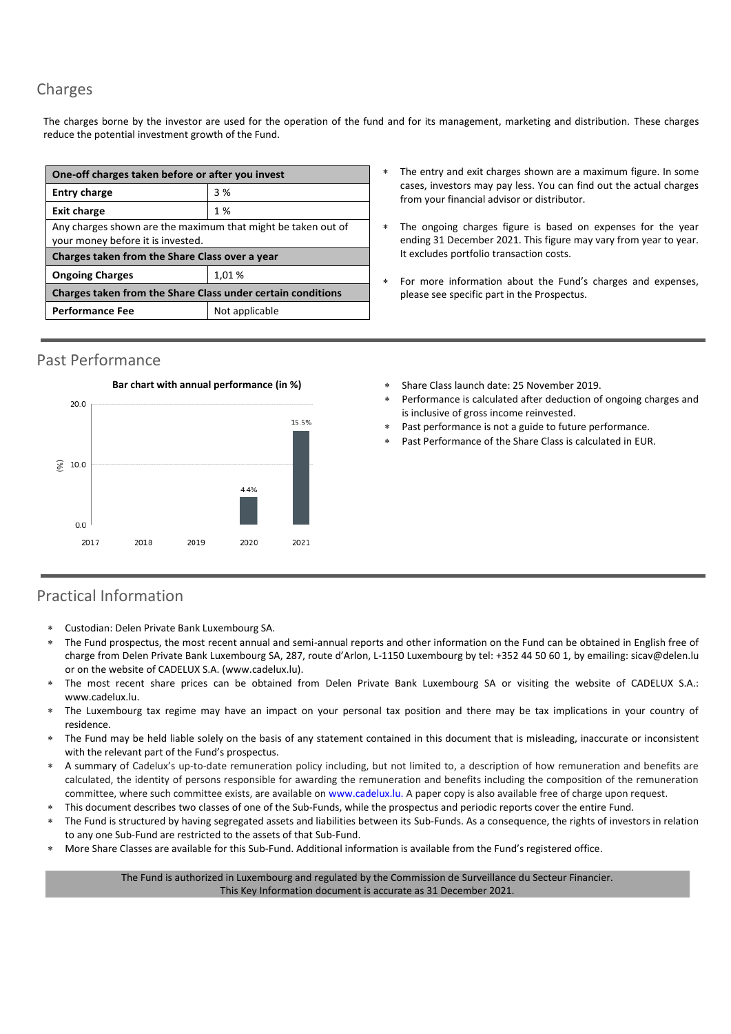## Charges

The charges borne by the investor are used for the operation of the fund and for its management, marketing and distribution. These charges reduce the potential investment growth of the Fund.

| One-off charges taken before or after you invest | |
|---|---|
| **Entry charge** | 3 % |
| **Exit charge** | 1 % |
| Any charges shown are the maximum that might be taken out of your money before it is invested. | |
| **Charges taken from the Share Class over a year** | |
| **Ongoing Charges** | 1,01 % |
| **Charges taken from the Share Class under certain conditions** | |
| **Performance Fee** | Not applicable |

- The entry and exit charges shown are a maximum figure. In some cases, investors may pay less. You can find out the actual charges from your financial advisor or distributor.
- The ongoing charges figure is based on expenses for the year ending 31 December 2021. This figure may vary from year to year. It excludes portfolio transaction costs.
- For more information about the Fund's charges and expenses, please see specific part in the Prospectus.

## Past Performance

**Bar chart with annual performance (in %)**

(%)
20.0
10.0
0.0
2017
2018
2019
2020
2021
4.4%
15.5%

- Share Class launch date: 25 November 2019.
- Performance is calculated after deduction of ongoing charges and is inclusive of gross income reinvested.
- Past performance is not a guide to future performance.
- Past Performance of the Share Class is calculated in EUR.

## Practical Information

- Custodian: Delen Private Bank Luxembourg SA.
- The Fund prospectus, the most recent annual and semi-annual reports and other information on the Fund can be obtained in English free of charge from Delen Private Bank Luxembourg SA, 287, route d'Arlon, L-1150 Luxembourg by tel: +352 44 50 60 1, by emailing: sicav@delen.lu or on the website of CADELUX S.A. (www.cadelux.lu).
- The most recent share prices can be obtained from Delen Private Bank Luxembourg SA or visiting the website of CADELUX S.A.: www.cadelux.lu.
- The Luxembourg tax regime may have an impact on your personal tax position and there may be tax implications in your country of residence.
- The Fund may be held liable solely on the basis of any statement contained in this document that is misleading, inaccurate or inconsistent with the relevant part of the Fund's prospectus.
- A summary of Cadelux's up-to-date remuneration policy including, but not limited to, a description of how remuneration and benefits are calculated, the identity of persons responsible for awarding the remuneration and benefits including the composition of the remuneration committee, where such committee exists, are available on www.cadelux.lu. A paper copy is also available free of charge upon request.
- This document describes two classes of one of the Sub-Funds, while the prospectus and periodic reports cover the entire Fund.
- The Fund is structured by having segregated assets and liabilities between its Sub-Funds. As a consequence, the rights of investors in relation to any one Sub-Fund are restricted to the assets of that Sub-Fund.
- More Share Classes are available for this Sub-Fund. Additional information is available from the Fund's registered office.

The Fund is authorized in Luxembourg and regulated by the Commission de Surveillance du Secteur Financier.
This Key Information document is accurate as 31 December 2021.